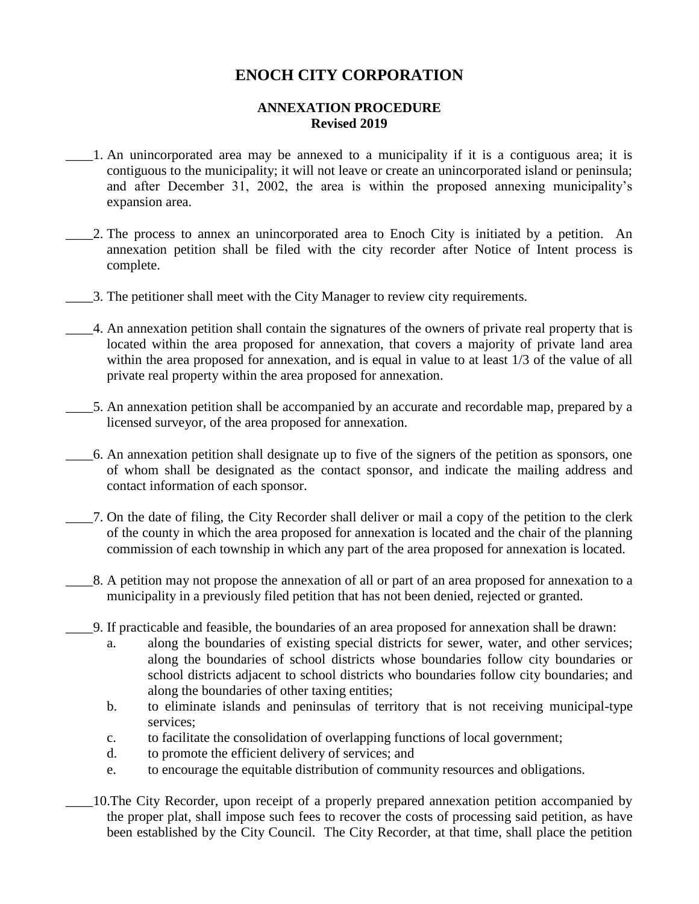# ENOCH CITY CORPORATION

## ANNEXATION PROCEDURE
**Revised 2019**

____1. An unincorporated area may be annexed to a municipality if it is a contiguous area; it is contiguous to the municipality; it will not leave or create an unincorporated island or peninsula; and after December 31, 2002, the area is within the proposed annexing municipality's expansion area.

____2. The process to annex an unincorporated area to Enoch City is initiated by a petition. An annexation petition shall be filed with the city recorder after Notice of Intent process is complete.

____3. The petitioner shall meet with the City Manager to review city requirements.

____4. An annexation petition shall contain the signatures of the owners of private real property that is located within the area proposed for annexation, that covers a majority of private land area within the area proposed for annexation, and is equal in value to at least 1/3 of the value of all private real property within the area proposed for annexation.

____5. An annexation petition shall be accompanied by an accurate and recordable map, prepared by a licensed surveyor, of the area proposed for annexation.

____6. An annexation petition shall designate up to five of the signers of the petition as sponsors, one of whom shall be designated as the contact sponsor, and indicate the mailing address and contact information of each sponsor.

____7. On the date of filing, the City Recorder shall deliver or mail a copy of the petition to the clerk of the county in which the area proposed for annexation is located and the chair of the planning commission of each township in which any part of the area proposed for annexation is located.

____8. A petition may not propose the annexation of all or part of an area proposed for annexation to a municipality in a previously filed petition that has not been denied, rejected or granted.

____9. If practicable and feasible, the boundaries of an area proposed for annexation shall be drawn:

- a. along the boundaries of existing special districts for sewer, water, and other services; along the boundaries of school districts whose boundaries follow city boundaries or school districts adjacent to school districts who boundaries follow city boundaries; and along the boundaries of other taxing entities;
- b. to eliminate islands and peninsulas of territory that is not receiving municipal-type services;
- c. to facilitate the consolidation of overlapping functions of local government;
- d. to promote the efficient delivery of services; and
- e. to encourage the equitable distribution of community resources and obligations.

____10.The City Recorder, upon receipt of a properly prepared annexation petition accompanied by the proper plat, shall impose such fees to recover the costs of processing said petition, as have been established by the City Council. The City Recorder, at that time, shall place the petition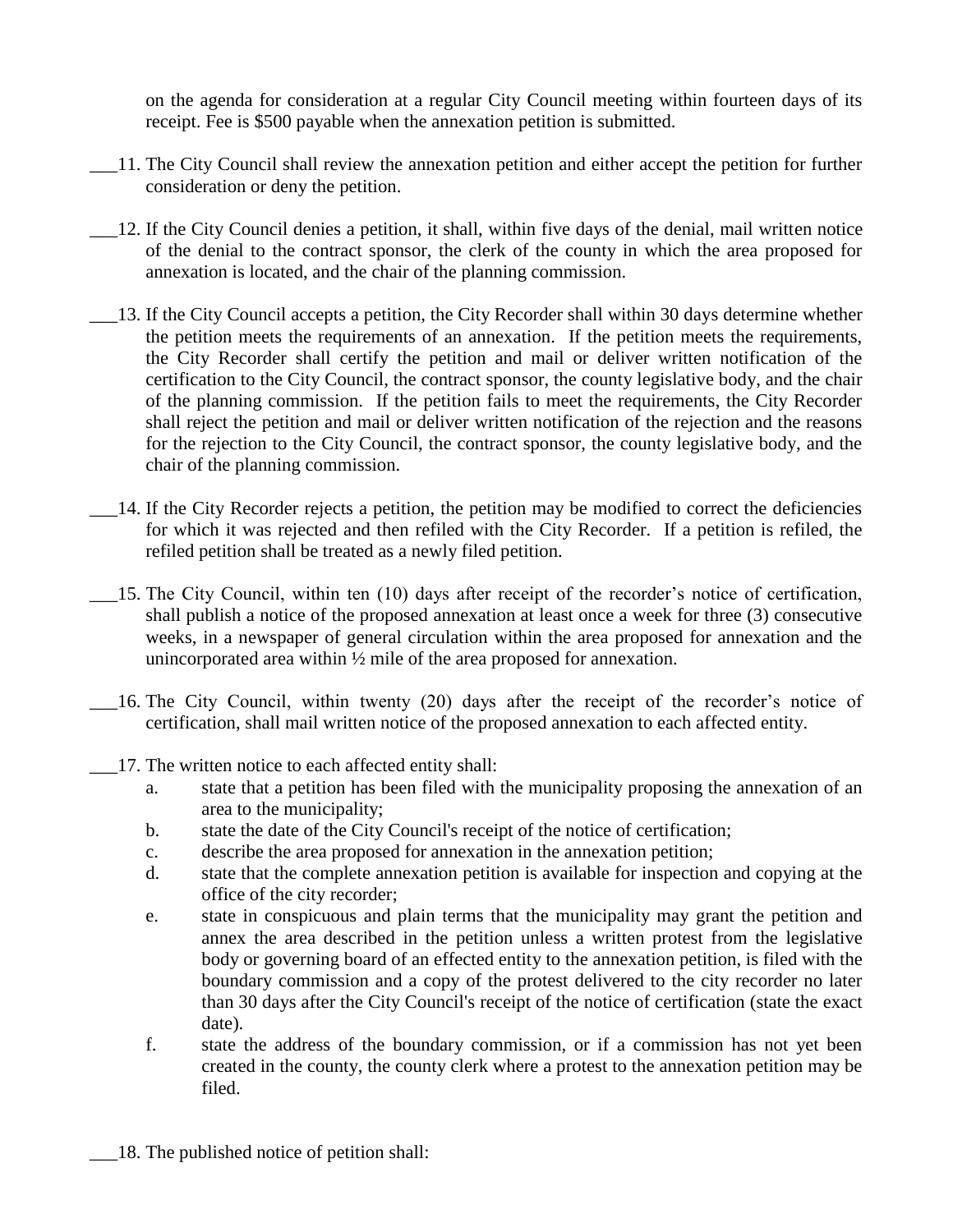on the agenda for consideration at a regular City Council meeting within fourteen days of its receipt. Fee is $500 payable when the annexation petition is submitted.

___11. The City Council shall review the annexation petition and either accept the petition for further consideration or deny the petition.

___12. If the City Council denies a petition, it shall, within five days of the denial, mail written notice of the denial to the contract sponsor, the clerk of the county in which the area proposed for annexation is located, and the chair of the planning commission.

___13. If the City Council accepts a petition, the City Recorder shall within 30 days determine whether the petition meets the requirements of an annexation. If the petition meets the requirements, the City Recorder shall certify the petition and mail or deliver written notification of the certification to the City Council, the contract sponsor, the county legislative body, and the chair of the planning commission. If the petition fails to meet the requirements, the City Recorder shall reject the petition and mail or deliver written notification of the rejection and the reasons for the rejection to the City Council, the contract sponsor, the county legislative body, and the chair of the planning commission.

___14. If the City Recorder rejects a petition, the petition may be modified to correct the deficiencies for which it was rejected and then refiled with the City Recorder. If a petition is refiled, the refiled petition shall be treated as a newly filed petition.

___15. The City Council, within ten (10) days after receipt of the recorder's notice of certification, shall publish a notice of the proposed annexation at least once a week for three (3) consecutive weeks, in a newspaper of general circulation within the area proposed for annexation and the unincorporated area within ½ mile of the area proposed for annexation.

___16. The City Council, within twenty (20) days after the receipt of the recorder's notice of certification, shall mail written notice of the proposed annexation to each affected entity.

___17. The written notice to each affected entity shall:

   a. state that a petition has been filed with the municipality proposing the annexation of an area to the municipality;
   b. state the date of the City Council's receipt of the notice of certification;
   c. describe the area proposed for annexation in the annexation petition;
   d. state that the complete annexation petition is available for inspection and copying at the office of the city recorder;
   e. state in conspicuous and plain terms that the municipality may grant the petition and annex the area described in the petition unless a written protest from the legislative body or governing board of an effected entity to the annexation petition, is filed with the boundary commission and a copy of the protest delivered to the city recorder no later than 30 days after the City Council's receipt of the notice of certification (state the exact date).
   f. state the address of the boundary commission, or if a commission has not yet been created in the county, the county clerk where a protest to the annexation petition may be filed.

___18. The published notice of petition shall: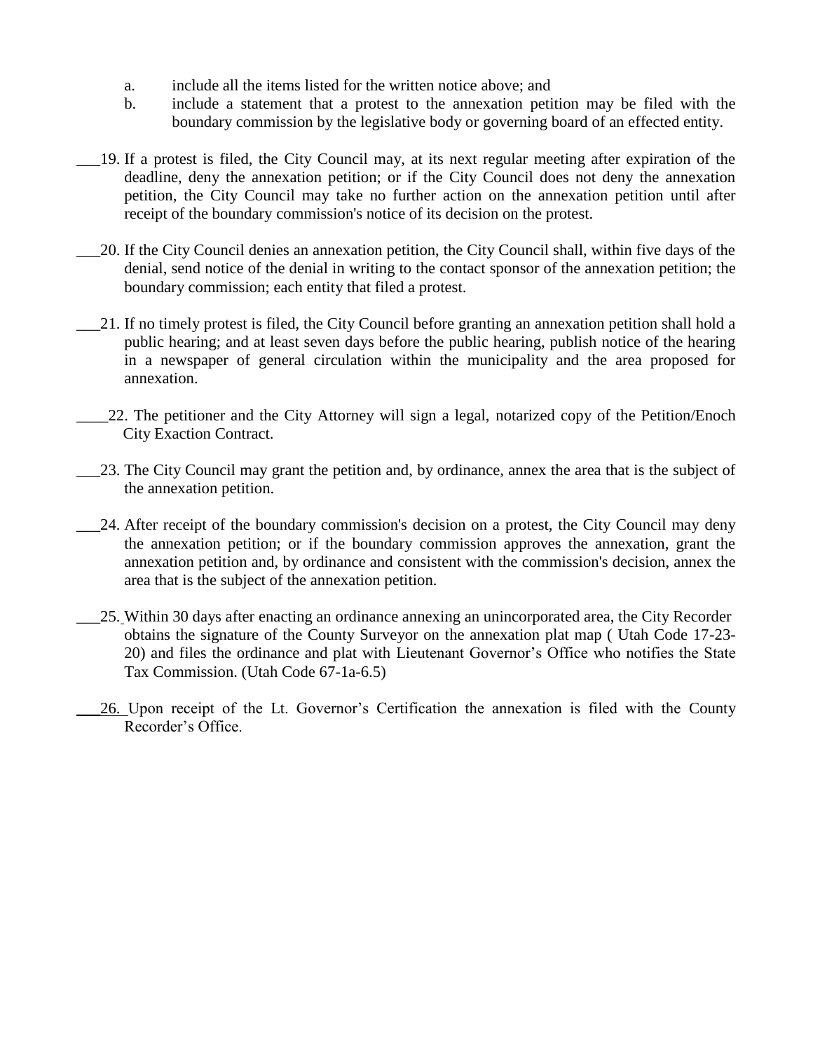a. include all the items listed for the written notice above; and
b. include a statement that a protest to the annexation petition may be filed with the boundary commission by the legislative body or governing board of an effected entity.

___19. If a protest is filed, the City Council may, at its next regular meeting after expiration of the deadline, deny the annexation petition; or if the City Council does not deny the annexation petition, the City Council may take no further action on the annexation petition until after receipt of the boundary commission's notice of its decision on the protest.

___20. If the City Council denies an annexation petition, the City Council shall, within five days of the denial, send notice of the denial in writing to the contact sponsor of the annexation petition; the boundary commission; each entity that filed a protest.

___21. If no timely protest is filed, the City Council before granting an annexation petition shall hold a public hearing; and at least seven days before the public hearing, publish notice of the hearing in a newspaper of general circulation within the municipality and the area proposed for annexation.

____22. The petitioner and the City Attorney will sign a legal, notarized copy of the Petition/Enoch City Exaction Contract.

___23. The City Council may grant the petition and, by ordinance, annex the area that is the subject of the annexation petition.

___24. After receipt of the boundary commission's decision on a protest, the City Council may deny the annexation petition; or if the boundary commission approves the annexation, grant the annexation petition and, by ordinance and consistent with the commission's decision, annex the area that is the subject of the annexation petition.

___25. Within 30 days after enacting an ordinance annexing an unincorporated area, the City Recorder obtains the signature of the County Surveyor on the annexation plat map ( Utah Code 17-23-20) and files the ordinance and plat with Lieutenant Governor's Office who notifies the State Tax Commission. (Utah Code 67-1a-6.5)

___26. Upon receipt of the Lt. Governor's Certification the annexation is filed with the County Recorder's Office.